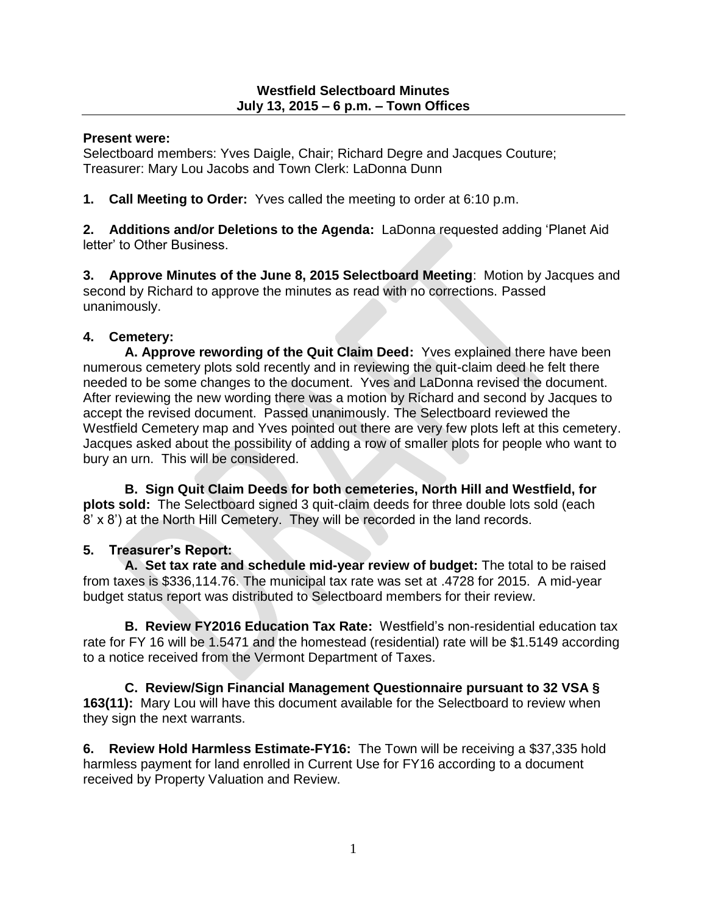# Westfield Selectboard Minutes
## July 13, 2015 – 6 p.m. – Town Offices

**Present were:**
Selectboard members: Yves Daigle, Chair; Richard Degre and Jacques Couture; Treasurer: Mary Lou Jacobs and Town Clerk: LaDonna Dunn

**1. Call Meeting to Order:** Yves called the meeting to order at 6:10 p.m.

**2. Additions and/or Deletions to the Agenda:** LaDonna requested adding 'Planet Aid letter' to Other Business.

**3. Approve Minutes of the June 8, 2015 Selectboard Meeting**: Motion by Jacques and second by Richard to approve the minutes as read with no corrections. Passed unanimously.

**4. Cemetery:**

**A. Approve rewording of the Quit Claim Deed:** Yves explained there have been numerous cemetery plots sold recently and in reviewing the quit-claim deed he felt there needed to be some changes to the document. Yves and LaDonna revised the document. After reviewing the new wording there was a motion by Richard and second by Jacques to accept the revised document. Passed unanimously. The Selectboard reviewed the Westfield Cemetery map and Yves pointed out there are very few plots left at this cemetery. Jacques asked about the possibility of adding a row of smaller plots for people who want to bury an urn. This will be considered.

**B. Sign Quit Claim Deeds for both cemeteries, North Hill and Westfield, for plots sold:** The Selectboard signed 3 quit-claim deeds for three double lots sold (each 8' x 8') at the North Hill Cemetery. They will be recorded in the land records.

**5. Treasurer's Report:**

**A. Set tax rate and schedule mid-year review of budget:** The total to be raised from taxes is $336,114.76. The municipal tax rate was set at .4728 for 2015. A mid-year budget status report was distributed to Selectboard members for their review.

**B. Review FY2016 Education Tax Rate:** Westfield's non-residential education tax rate for FY 16 will be 1.5471 and the homestead (residential) rate will be $1.5149 according to a notice received from the Vermont Department of Taxes.

**C. Review/Sign Financial Management Questionnaire pursuant to 32 VSA § 163(11):** Mary Lou will have this document available for the Selectboard to review when they sign the next warrants.

**6. Review Hold Harmless Estimate-FY16:** The Town will be receiving a $37,335 hold harmless payment for land enrolled in Current Use for FY16 according to a document received by Property Valuation and Review.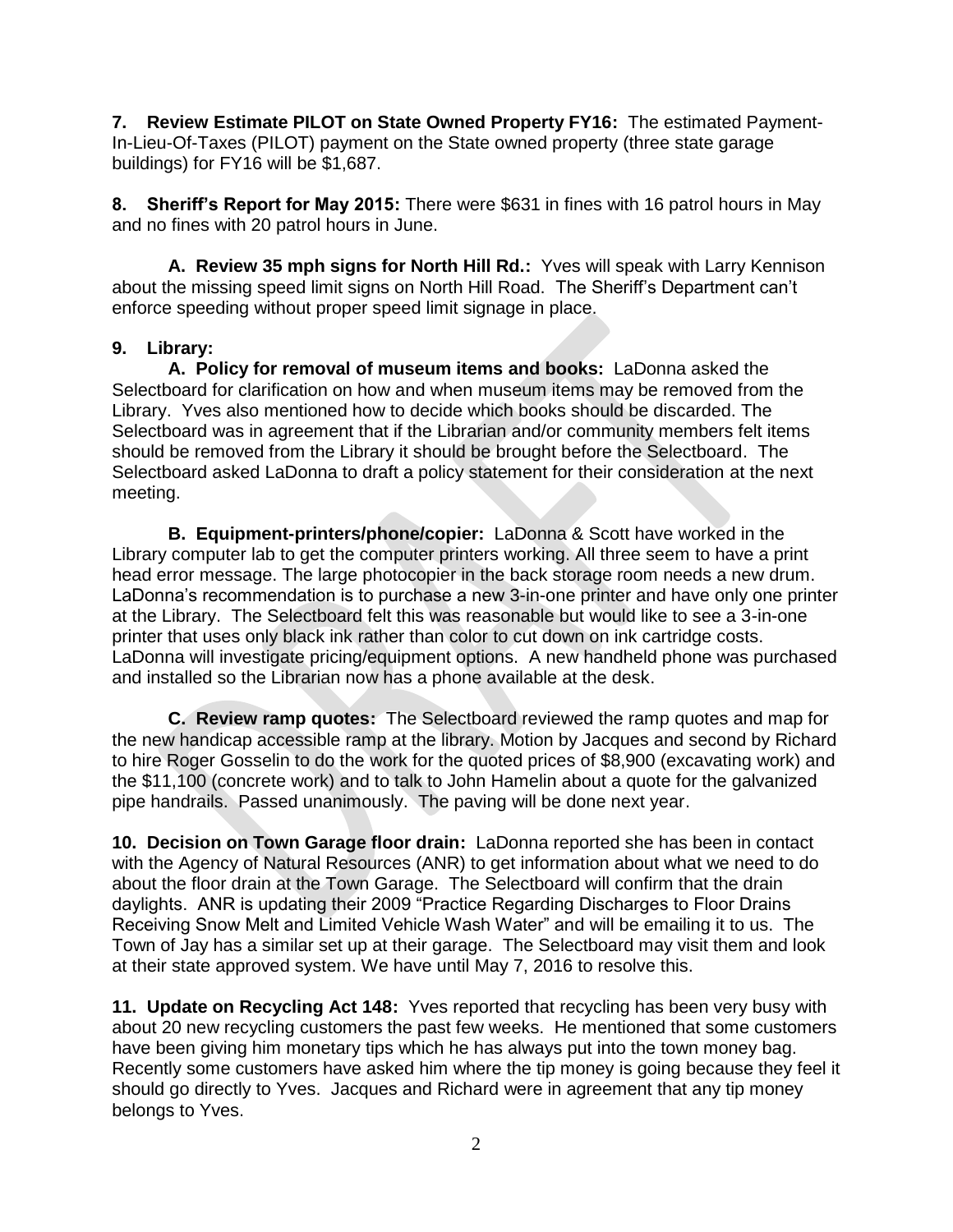**7. Review Estimate PILOT on State Owned Property FY16:** The estimated Payment-In-Lieu-Of-Taxes (PILOT) payment on the State owned property (three state garage buildings) for FY16 will be $1,687.

**8. Sheriff's Report for May 2015:** There were $631 in fines with 16 patrol hours in May and no fines with 20 patrol hours in June.

**A. Review 35 mph signs for North Hill Rd.:** Yves will speak with Larry Kennison about the missing speed limit signs on North Hill Road. The Sheriff's Department can't enforce speeding without proper speed limit signage in place.

**9. Library:**

**A. Policy for removal of museum items and books:** LaDonna asked the Selectboard for clarification on how and when museum items may be removed from the Library. Yves also mentioned how to decide which books should be discarded. The Selectboard was in agreement that if the Librarian and/or community members felt items should be removed from the Library it should be brought before the Selectboard. The Selectboard asked LaDonna to draft a policy statement for their consideration at the next meeting.

**B. Equipment-printers/phone/copier:** LaDonna & Scott have worked in the Library computer lab to get the computer printers working. All three seem to have a print head error message. The large photocopier in the back storage room needs a new drum. LaDonna's recommendation is to purchase a new 3-in-one printer and have only one printer at the Library. The Selectboard felt this was reasonable but would like to see a 3-in-one printer that uses only black ink rather than color to cut down on ink cartridge costs. LaDonna will investigate pricing/equipment options. A new handheld phone was purchased and installed so the Librarian now has a phone available at the desk.

**C. Review ramp quotes:** The Selectboard reviewed the ramp quotes and map for the new handicap accessible ramp at the library. Motion by Jacques and second by Richard to hire Roger Gosselin to do the work for the quoted prices of $8,900 (excavating work) and the $11,100 (concrete work) and to talk to John Hamelin about a quote for the galvanized pipe handrails. Passed unanimously. The paving will be done next year.

**10. Decision on Town Garage floor drain:** LaDonna reported she has been in contact with the Agency of Natural Resources (ANR) to get information about what we need to do about the floor drain at the Town Garage. The Selectboard will confirm that the drain daylights. ANR is updating their 2009 "Practice Regarding Discharges to Floor Drains Receiving Snow Melt and Limited Vehicle Wash Water" and will be emailing it to us. The Town of Jay has a similar set up at their garage. The Selectboard may visit them and look at their state approved system. We have until May 7, 2016 to resolve this.

**11. Update on Recycling Act 148:** Yves reported that recycling has been very busy with about 20 new recycling customers the past few weeks. He mentioned that some customers have been giving him monetary tips which he has always put into the town money bag. Recently some customers have asked him where the tip money is going because they feel it should go directly to Yves. Jacques and Richard were in agreement that any tip money belongs to Yves.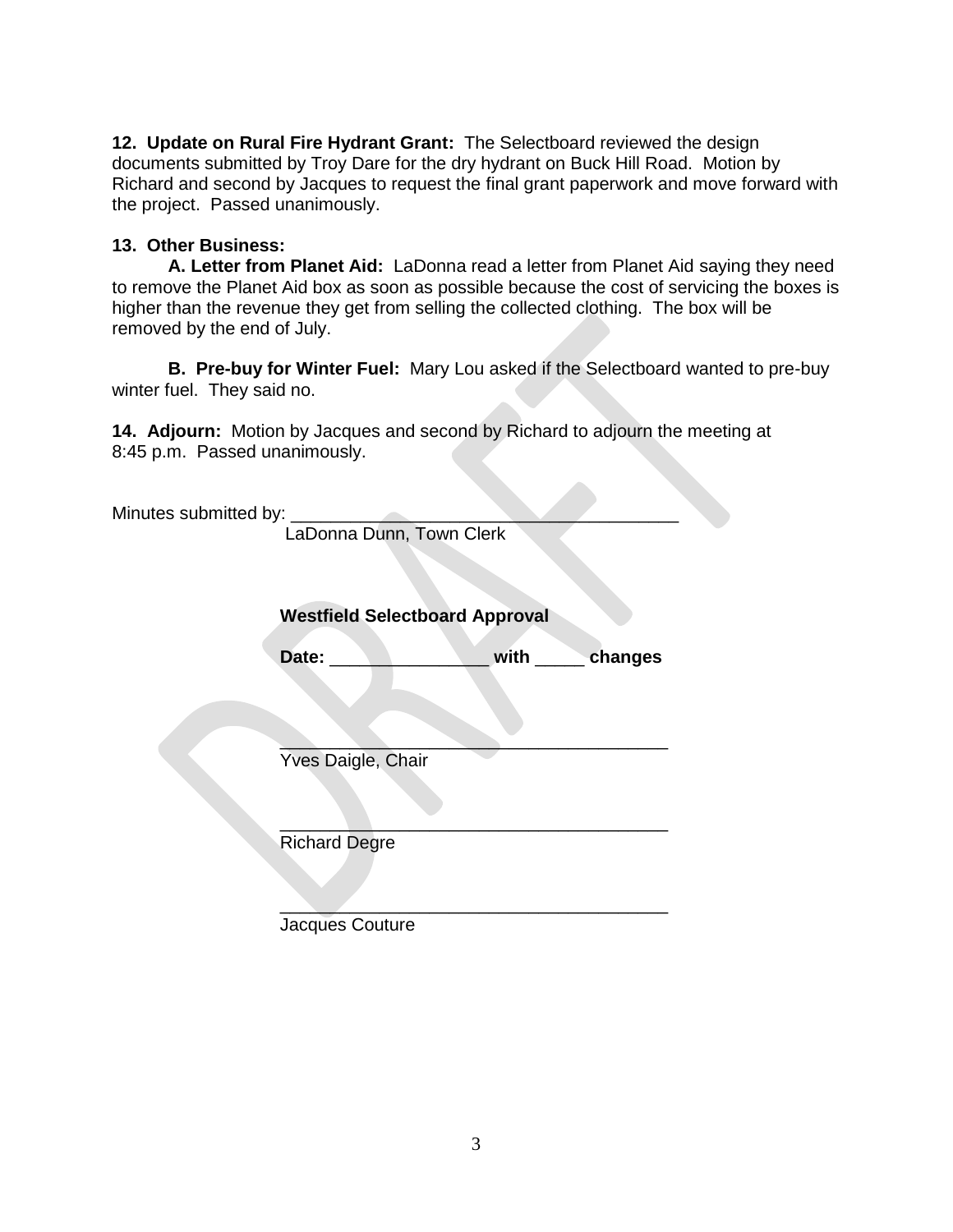**12. Update on Rural Fire Hydrant Grant:** The Selectboard reviewed the design documents submitted by Troy Dare for the dry hydrant on Buck Hill Road. Motion by Richard and second by Jacques to request the final grant paperwork and move forward with the project. Passed unanimously.

**13. Other Business:**

**A. Letter from Planet Aid:** LaDonna read a letter from Planet Aid saying they need to remove the Planet Aid box as soon as possible because the cost of servicing the boxes is higher than the revenue they get from selling the collected clothing. The box will be removed by the end of July.

**B. Pre-buy for Winter Fuel:** Mary Lou asked if the Selectboard wanted to pre-buy winter fuel. They said no.

**14. Adjourn:** Motion by Jacques and second by Richard to adjourn the meeting at 8:45 p.m. Passed unanimously.

Minutes submitted by: ________________________________________

LaDonna Dunn, Town Clerk

**Westfield Selectboard Approval**

**Date:** ________________ **with** _____ **changes**

________________________________________

Yves Daigle, Chair

________________________________________

Richard Degre

________________________________________

Jacques Couture